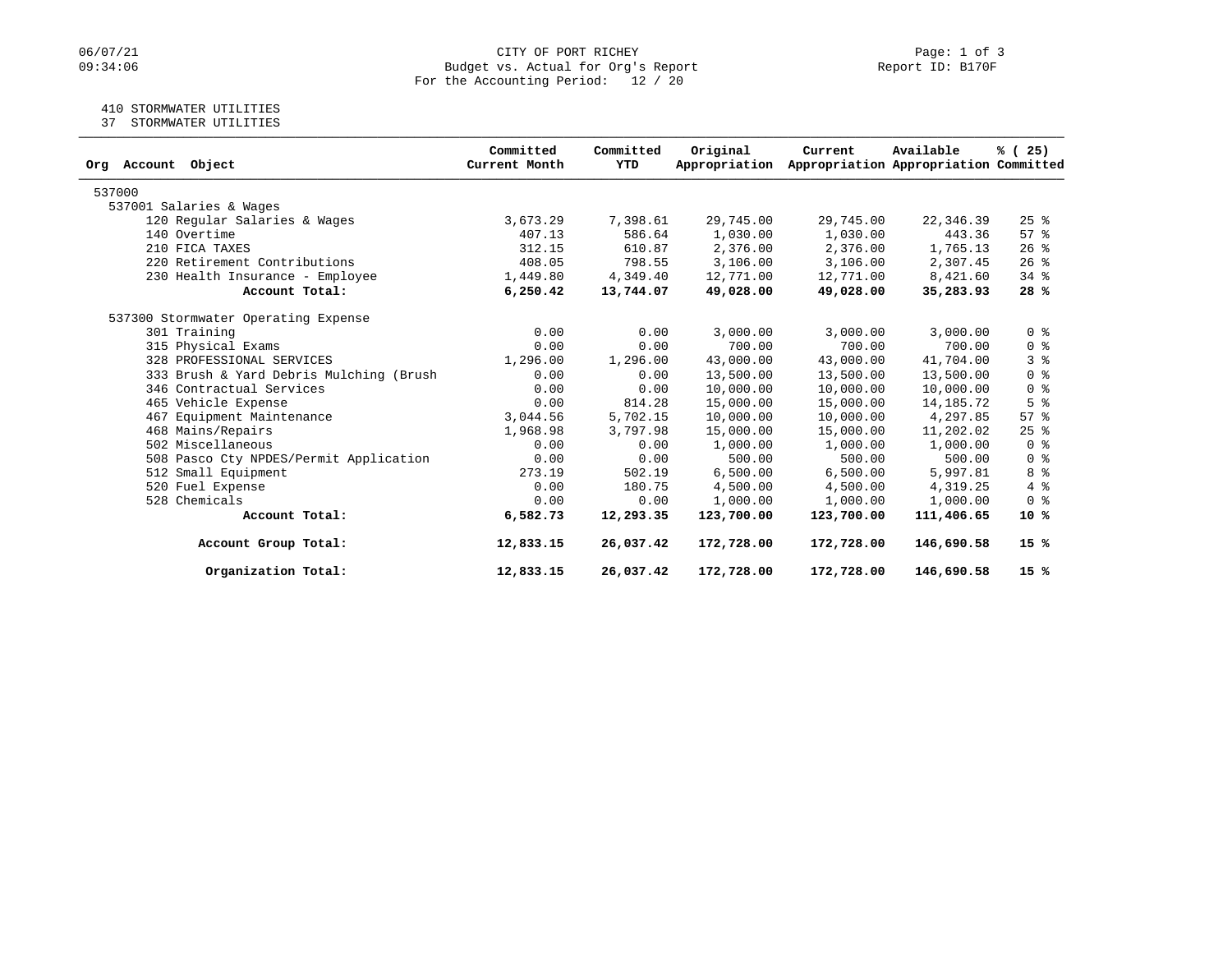06/07/21
09:34:06

CITY OF PORT RICHEY
Budget vs. Actual for Org's Report
For the Accounting Period: 12 / 20

Report ID: B170F

410 STORMWATER UTILITIES
37 STORMWATER UTILITIES

| Org Account Object | Committed Current Month | Committed YTD | Original Appropriation | Current Appropriation | Available Appropriation | % ( 25) Committed |
|---|---|---|---|---|---|---|
| 537000 | | | | | | |
| 537001 Salaries & Wages | | | | | | |
| 120 Regular Salaries & Wages | 3,673.29 | 7,398.61 | 29,745.00 | 29,745.00 | 22,346.39 | 25 % |
| 140 Overtime | 407.13 | 586.64 | 1,030.00 | 1,030.00 | 443.36 | 57 % |
| 210 FICA TAXES | 312.15 | 610.87 | 2,376.00 | 2,376.00 | 1,765.13 | 26 % |
| 220 Retirement Contributions | 408.05 | 798.55 | 3,106.00 | 3,106.00 | 2,307.45 | 26 % |
| 230 Health Insurance - Employee | 1,449.80 | 4,349.40 | 12,771.00 | 12,771.00 | 8,421.60 | 34 % |
| **Account Total:** | **6,250.42** | **13,744.07** | **49,028.00** | **49,028.00** | **35,283.93** | **28 %** |
| 537300 Stormwater Operating Expense | | | | | | |
| 301 Training | 0.00 | 0.00 | 3,000.00 | 3,000.00 | 3,000.00 | 0 % |
| 315 Physical Exams | 0.00 | 0.00 | 700.00 | 700.00 | 700.00 | 0 % |
| 328 PROFESSIONAL SERVICES | 1,296.00 | 1,296.00 | 43,000.00 | 43,000.00 | 41,704.00 | 3 % |
| 333 Brush & Yard Debris Mulching (Brush | 0.00 | 0.00 | 13,500.00 | 13,500.00 | 13,500.00 | 0 % |
| 346 Contractual Services | 0.00 | 0.00 | 10,000.00 | 10,000.00 | 10,000.00 | 0 % |
| 465 Vehicle Expense | 0.00 | 814.28 | 15,000.00 | 15,000.00 | 14,185.72 | 5 % |
| 467 Equipment Maintenance | 3,044.56 | 5,702.15 | 10,000.00 | 10,000.00 | 4,297.85 | 57 % |
| 468 Mains/Repairs | 1,968.98 | 3,797.98 | 15,000.00 | 15,000.00 | 11,202.02 | 25 % |
| 502 Miscellaneous | 0.00 | 0.00 | 1,000.00 | 1,000.00 | 1,000.00 | 0 % |
| 508 Pasco Cty NPDES/Permit Application | 0.00 | 0.00 | 500.00 | 500.00 | 500.00 | 0 % |
| 512 Small Equipment | 273.19 | 502.19 | 6,500.00 | 6,500.00 | 5,997.81 | 8 % |
| 520 Fuel Expense | 0.00 | 180.75 | 4,500.00 | 4,500.00 | 4,319.25 | 4 % |
| 528 Chemicals | 0.00 | 0.00 | 1,000.00 | 1,000.00 | 1,000.00 | 0 % |
| **Account Total:** | **6,582.73** | **12,293.35** | **123,700.00** | **123,700.00** | **111,406.65** | **10 %** |
| **Account Group Total:** | **12,833.15** | **26,037.42** | **172,728.00** | **172,728.00** | **146,690.58** | **15 %** |
| **Organization Total:** | **12,833.15** | **26,037.42** | **172,728.00** | **172,728.00** | **146,690.58** | **15 %** |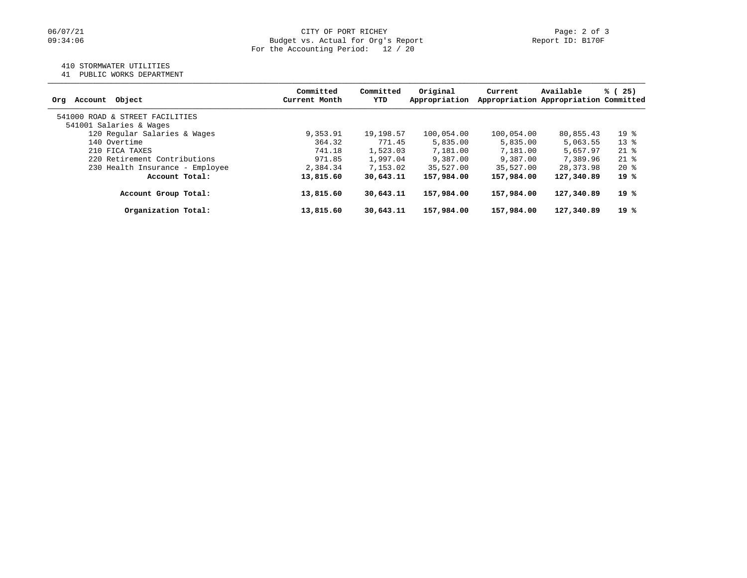CITY OF PORT RICHEY
Budget vs. Actual for Org's Report
For the Accounting Period: 12 / 20

410 STORMWATER UTILITIES
41 PUBLIC WORKS DEPARTMENT

| Org Account Object | Committed Current Month | Committed YTD | Original Appropriation | Current Appropriation | Available Appropriation | % ( 25) Committed |
|---|---|---|---|---|---|---|
| 541000 ROAD & STREET FACILITIES | | | | | | |
| 541001 Salaries & Wages | | | | | | |
| 120 Regular Salaries & Wages | 9,353.91 | 19,198.57 | 100,054.00 | 100,054.00 | 80,855.43 | 19 % |
| 140 Overtime | 364.32 | 771.45 | 5,835.00 | 5,835.00 | 5,063.55 | 13 % |
| 210 FICA TAXES | 741.18 | 1,523.03 | 7,181.00 | 7,181.00 | 5,657.97 | 21 % |
| 220 Retirement Contributions | 971.85 | 1,997.04 | 9,387.00 | 9,387.00 | 7,389.96 | 21 % |
| 230 Health Insurance - Employee | 2,384.34 | 7,153.02 | 35,527.00 | 35,527.00 | 28,373.98 | 20 % |
| **Account Total:** | **13,815.60** | **30,643.11** | **157,984.00** | **157,984.00** | **127,340.89** | **19 %** |
| **Account Group Total:** | **13,815.60** | **30,643.11** | **157,984.00** | **157,984.00** | **127,340.89** | **19 %** |
| **Organization Total:** | **13,815.60** | **30,643.11** | **157,984.00** | **157,984.00** | **127,340.89** | **19 %** |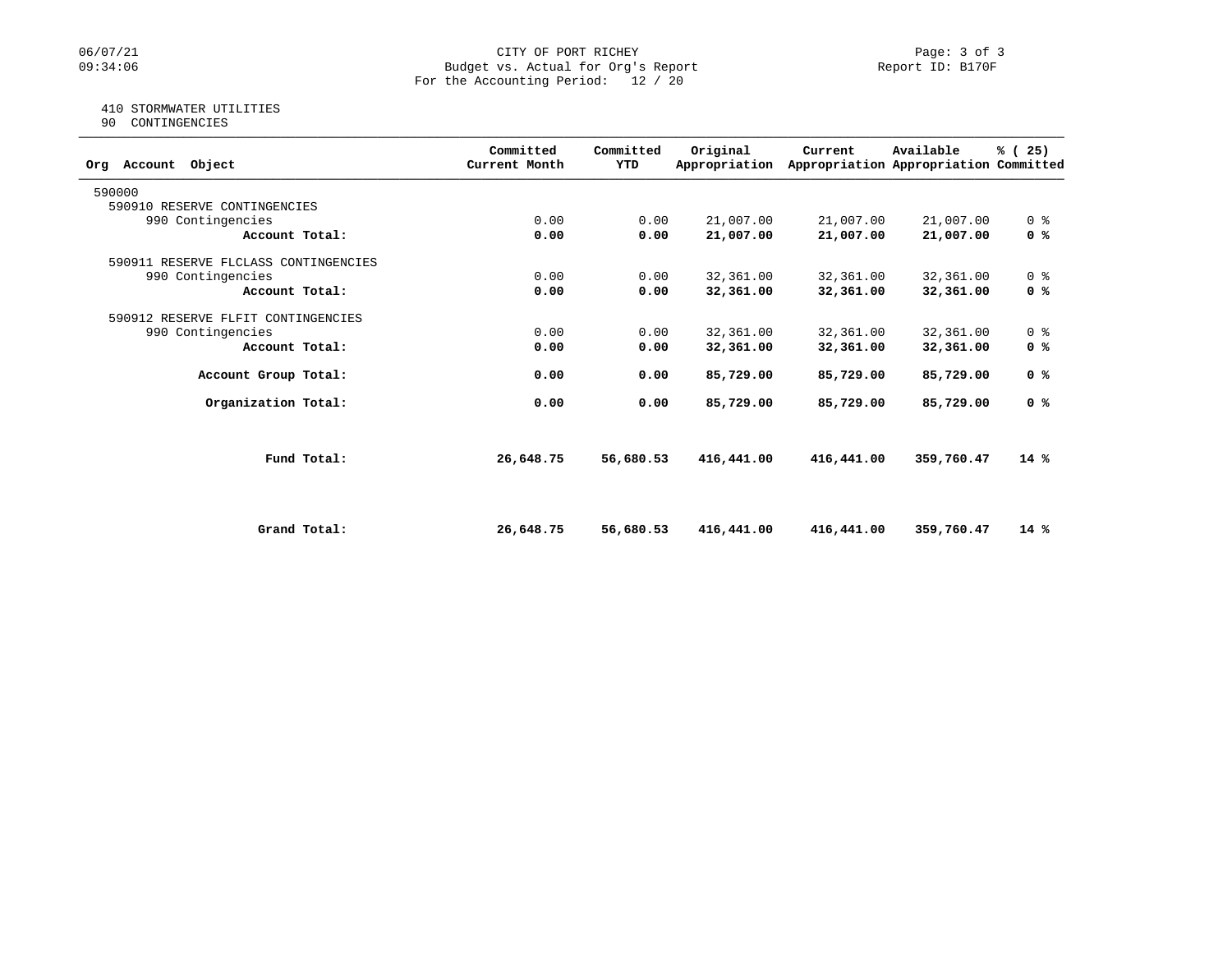CITY OF PORT RICHEY
Budget vs. Actual for Org's Report
For the Accounting Period: 12 / 20

410 STORMWATER UTILITIES
90 CONTINGENCIES

| Org Account Object | Committed Current Month | Committed YTD | Original Appropriation | Current Appropriation | Available Appropriation | % ( 25) Committed |
|---|---|---|---|---|---|---|
| 590000 | | | | | | |
| 590910 RESERVE CONTINGENCIES | | | | | | |
| 990 Contingencies | 0.00 | 0.00 | 21,007.00 | 21,007.00 | 21,007.00 | 0 % |
| **Account Total:** | **0.00** | **0.00** | **21,007.00** | **21,007.00** | **21,007.00** | **0 %** |
| 590911 RESERVE FLCLASS CONTINGENCIES | | | | | | |
| 990 Contingencies | 0.00 | 0.00 | 32,361.00 | 32,361.00 | 32,361.00 | 0 % |
| **Account Total:** | **0.00** | **0.00** | **32,361.00** | **32,361.00** | **32,361.00** | **0 %** |
| 590912 RESERVE FLFIT CONTINGENCIES | | | | | | |
| 990 Contingencies | 0.00 | 0.00 | 32,361.00 | 32,361.00 | 32,361.00 | 0 % |
| **Account Total:** | **0.00** | **0.00** | **32,361.00** | **32,361.00** | **32,361.00** | **0 %** |
| **Account Group Total:** | **0.00** | **0.00** | **85,729.00** | **85,729.00** | **85,729.00** | **0 %** |
| **Organization Total:** | **0.00** | **0.00** | **85,729.00** | **85,729.00** | **85,729.00** | **0 %** |
| **Fund Total:** | **26,648.75** | **56,680.53** | **416,441.00** | **416,441.00** | **359,760.47** | **14 %** |
| **Grand Total:** | **26,648.75** | **56,680.53** | **416,441.00** | **416,441.00** | **359,760.47** | **14 %** |